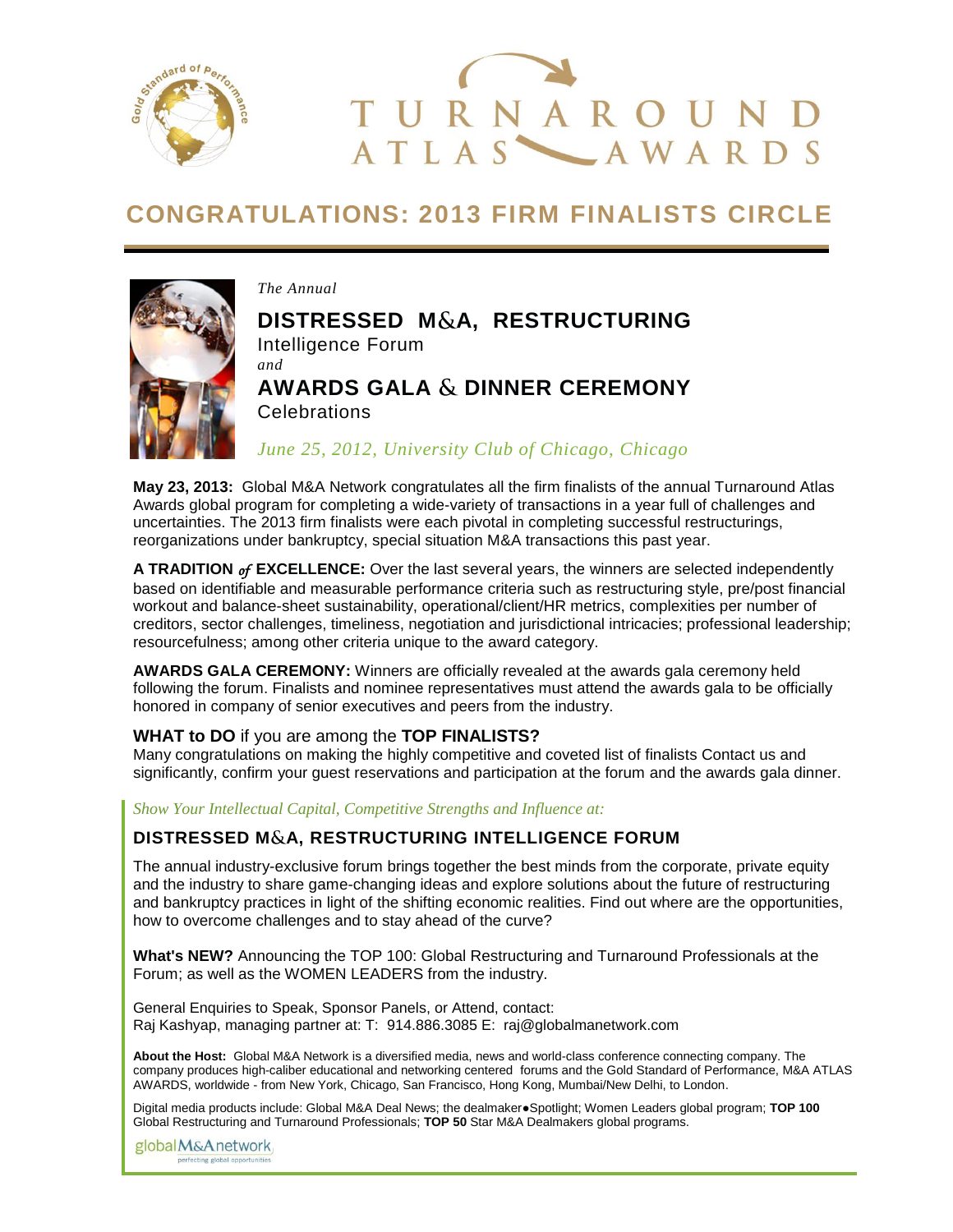# TURNAROUND ATLAS AWARDS

## CONGRATULATIONS: 2013 FIRM FINALISTS CIRCLE

*The Annual*

**DISTRESSED M&A, RESTRUCTURING**
Intelligence Forum
*and*
**AWARDS GALA & DINNER CEREMONY**
Celebrations

*June 25, 2012, University Club of Chicago, Chicago*

**May 23, 2013:** Global M&A Network congratulates all the firm finalists of the annual Turnaround Atlas Awards global program for completing a wide-variety of transactions in a year full of challenges and uncertainties. The 2013 firm finalists were each pivotal in completing successful restructurings, reorganizations under bankruptcy, special situation M&A transactions this past year.

**A TRADITION *of* EXCELLENCE:** Over the last several years, the winners are selected independently based on identifiable and measurable performance criteria such as restructuring style, pre/post financial workout and balance-sheet sustainability, operational/client/HR metrics, complexities per number of creditors, sector challenges, timeliness, negotiation and jurisdictional intricacies; professional leadership; resourcefulness; among other criteria unique to the award category.

**AWARDS GALA CEREMONY:** Winners are officially revealed at the awards gala ceremony held following the forum. Finalists and nominee representatives must attend the awards gala to be officially honored in company of senior executives and peers from the industry.

### WHAT to DO if you are among the TOP FINALISTS?

Many congratulations on making the highly competitive and coveted list of finalists Contact us and significantly, confirm your guest reservations and participation at the forum and the awards gala dinner.

*Show Your Intellectual Capital, Competitive Strengths and Influence at:*

### DISTRESSED M&A, RESTRUCTURING INTELLIGENCE FORUM

The annual industry-exclusive forum brings together the best minds from the corporate, private equity and the industry to share game-changing ideas and explore solutions about the future of restructuring and bankruptcy practices in light of the shifting economic realities. Find out where are the opportunities, how to overcome challenges and to stay ahead of the curve?

**What's NEW?** Announcing the TOP 100: Global Restructuring and Turnaround Professionals at the Forum; as well as the WOMEN LEADERS from the industry.

General Enquiries to Speak, Sponsor Panels, or Attend, contact:
Raj Kashyap, managing partner at: T: 914.886.3085 E: raj@globalmanetwork.com

**About the Host:** Global M&A Network is a diversified media, news and world-class conference connecting company. The company produces high-caliber educational and networking centered forums and the Gold Standard of Performance, M&A ATLAS AWARDS, worldwide - from New York, Chicago, San Francisco, Hong Kong, Mumbai/New Delhi, to London.

Digital media products include: Global M&A Deal News; the dealmaker●Spotlight; Women Leaders global program; **TOP 100** Global Restructuring and Turnaround Professionals; **TOP 50** Star M&A Dealmakers global programs.

globalM&Anetwork
perfecting global opportunities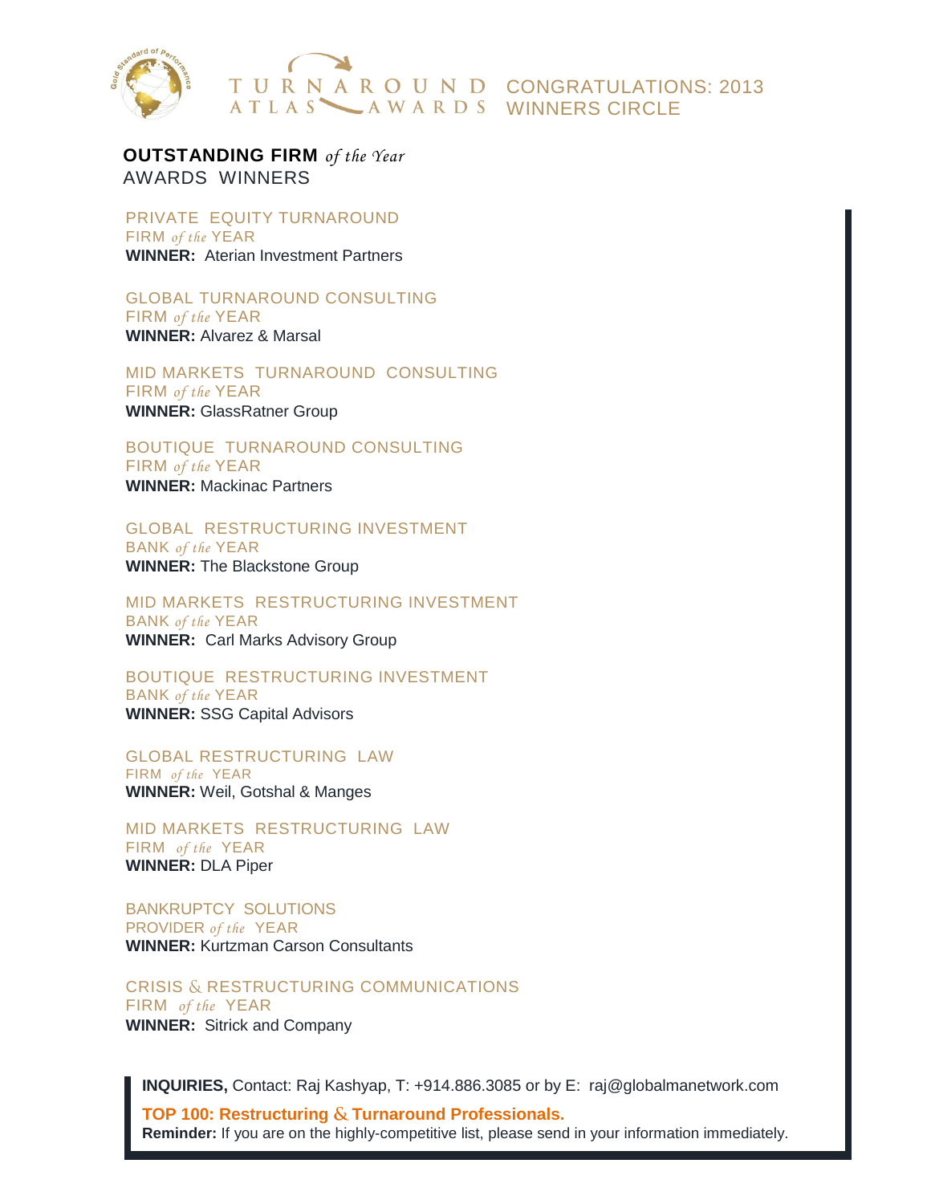# TURNAROUND ATLAS AWARDS — CONGRATULATIONS: 2013 WINNERS CIRCLE

## OUTSTANDING FIRM *of the Year*
AWARDS WINNERS

PRIVATE EQUITY TURNAROUND FIRM *of the* YEAR
**WINNER:** Aterian Investment Partners

GLOBAL TURNAROUND CONSULTING FIRM *of the* YEAR
**WINNER:** Alvarez & Marsal

MID MARKETS TURNAROUND CONSULTING FIRM *of the* YEAR
**WINNER:** GlassRatner Group

BOUTIQUE TURNAROUND CONSULTING FIRM *of the* YEAR
**WINNER:** Mackinac Partners

GLOBAL RESTRUCTURING INVESTMENT BANK *of the* YEAR
**WINNER:** The Blackstone Group

MID MARKETS RESTRUCTURING INVESTMENT BANK *of the* YEAR
**WINNER:** Carl Marks Advisory Group

BOUTIQUE RESTRUCTURING INVESTMENT BANK *of the* YEAR
**WINNER:** SSG Capital Advisors

GLOBAL RESTRUCTURING LAW FIRM *of the* YEAR
**WINNER:** Weil, Gotshal & Manges

MID MARKETS RESTRUCTURING LAW FIRM *of the* YEAR
**WINNER:** DLA Piper

BANKRUPTCY SOLUTIONS PROVIDER *of the* YEAR
**WINNER:** Kurtzman Carson Consultants

CRISIS & RESTRUCTURING COMMUNICATIONS FIRM *of the* YEAR
**WINNER:** Sitrick and Company

**INQUIRIES,** Contact: Raj Kashyap, T: +914.886.3085 or by E: raj@globalmanetwork.com

**TOP 100: Restructuring & Turnaround Professionals.**
**Reminder:** If you are on the highly-competitive list, please send in your information immediately.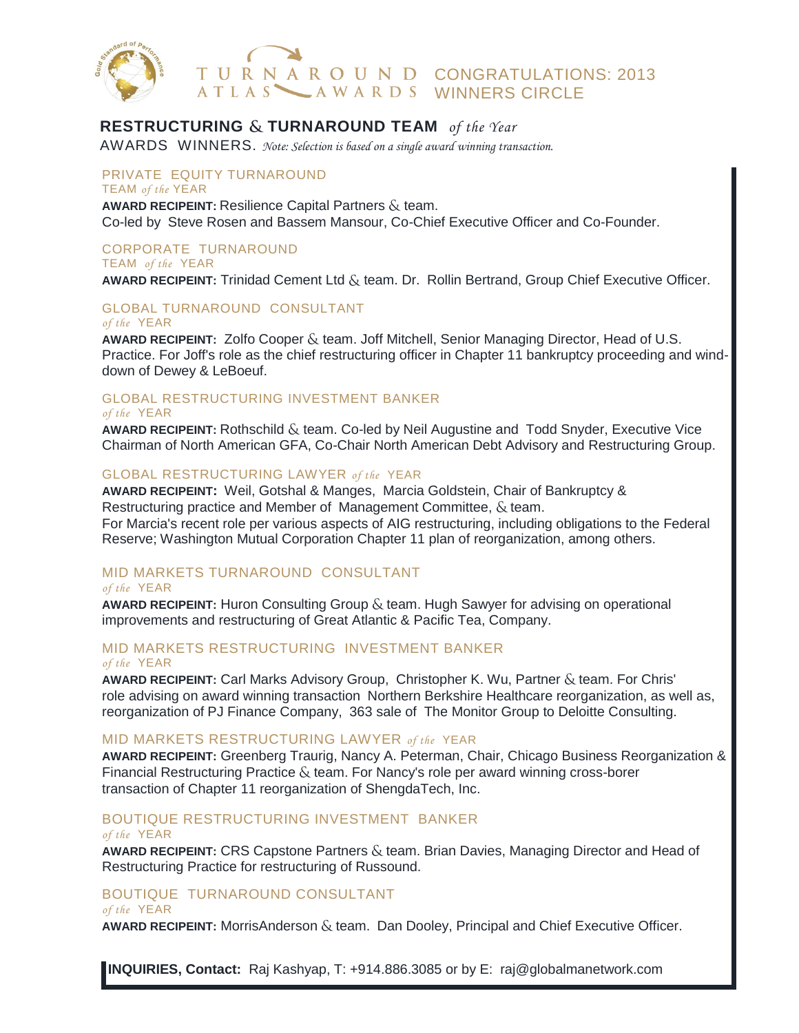TURNAROUND ATLAS AWARDS — CONGRATULATIONS: 2013 WINNERS CIRCLE

## RESTRUCTURING & TURNAROUND TEAM *of the Year*

AWARDS WINNERS. *Note: Selection is based on a single award winning transaction.*

### PRIVATE EQUITY TURNAROUND TEAM *of the* YEAR

**AWARD RECIPEINT:** Resilience Capital Partners & team.
Co-led by Steve Rosen and Bassem Mansour, Co-Chief Executive Officer and Co-Founder.

### CORPORATE TURNAROUND TEAM *of the* YEAR

**AWARD RECIPEINT:** Trinidad Cement Ltd & team. Dr. Rollin Bertrand, Group Chief Executive Officer.

### GLOBAL TURNAROUND CONSULTANT *of the* YEAR

**AWARD RECIPEINT:** Zolfo Cooper & team. Joff Mitchell, Senior Managing Director, Head of U.S. Practice. For Joff's role as the chief restructuring officer in Chapter 11 bankruptcy proceeding and wind-down of Dewey & LeBoeuf.

### GLOBAL RESTRUCTURING INVESTMENT BANKER *of the* YEAR

**AWARD RECIPEINT:** Rothschild & team. Co-led by Neil Augustine and Todd Snyder, Executive Vice Chairman of North American GFA, Co-Chair North American Debt Advisory and Restructuring Group.

### GLOBAL RESTRUCTURING LAWYER *of the* YEAR

**AWARD RECIPEINT:** Weil, Gotshal & Manges, Marcia Goldstein, Chair of Bankruptcy & Restructuring practice and Member of Management Committee, & team.
For Marcia's recent role per various aspects of AIG restructuring, including obligations to the Federal Reserve; Washington Mutual Corporation Chapter 11 plan of reorganization, among others.

### MID MARKETS TURNAROUND CONSULTANT *of the* YEAR

**AWARD RECIPEINT:** Huron Consulting Group & team. Hugh Sawyer for advising on operational improvements and restructuring of Great Atlantic & Pacific Tea, Company.

### MID MARKETS RESTRUCTURING INVESTMENT BANKER *of the* YEAR

**AWARD RECIPEINT:** Carl Marks Advisory Group, Christopher K. Wu, Partner & team. For Chris' role advising on award winning transaction Northern Berkshire Healthcare reorganization, as well as, reorganization of PJ Finance Company, 363 sale of The Monitor Group to Deloitte Consulting.

### MID MARKETS RESTRUCTURING LAWYER *of the* YEAR

**AWARD RECIPEINT:** Greenberg Traurig, Nancy A. Peterman, Chair, Chicago Business Reorganization & Financial Restructuring Practice & team. For Nancy's role per award winning cross-borer transaction of Chapter 11 reorganization of ShengdaTech, Inc.

### BOUTIQUE RESTRUCTURING INVESTMENT BANKER *of the* YEAR

**AWARD RECIPEINT:** CRS Capstone Partners & team. Brian Davies, Managing Director and Head of Restructuring Practice for restructuring of Russound.

### BOUTIQUE TURNAROUND CONSULTANT *of the* YEAR

**AWARD RECIPEINT:** MorrisAnderson & team. Dan Dooley, Principal and Chief Executive Officer.

**INQUIRIES, Contact:** Raj Kashyap, T: +914.886.3085 or by E: raj@globalmanetwork.com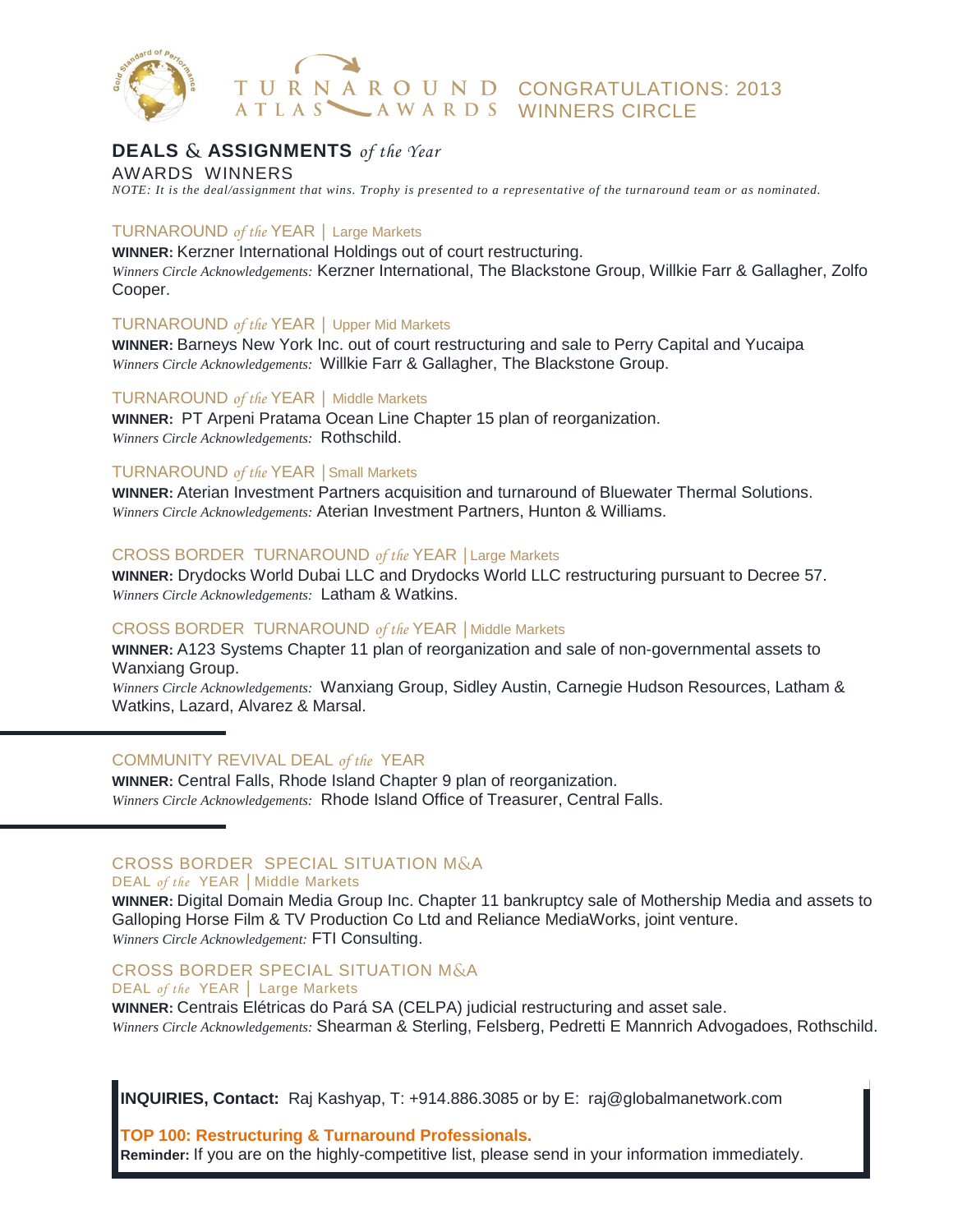# TURNAROUND ATLAS AWARDS — CONGRATULATIONS: 2013 WINNERS CIRCLE

## DEALS & ASSIGNMENTS *of the Year*

AWARDS WINNERS

*NOTE: It is the deal/assignment that wins. Trophy is presented to a representative of the turnaround team or as nominated.*

### TURNAROUND *of the* YEAR | Large Markets

**WINNER:** Kerzner International Holdings out of court restructuring.
*Winners Circle Acknowledgements:* Kerzner International, The Blackstone Group, Willkie Farr & Gallagher, Zolfo Cooper.

### TURNAROUND *of the* YEAR | Upper Mid Markets

**WINNER:** Barneys New York Inc. out of court restructuring and sale to Perry Capital and Yucaipa
*Winners Circle Acknowledgements:* Willkie Farr & Gallagher, The Blackstone Group.

### TURNAROUND *of the* YEAR | Middle Markets

**WINNER:** PT Arpeni Pratama Ocean Line Chapter 15 plan of reorganization.
*Winners Circle Acknowledgements:* Rothschild.

### TURNAROUND *of the* YEAR | Small Markets

**WINNER:** Aterian Investment Partners acquisition and turnaround of Bluewater Thermal Solutions.
*Winners Circle Acknowledgements:* Aterian Investment Partners, Hunton & Williams.

### CROSS BORDER TURNAROUND *of the* YEAR | Large Markets

**WINNER:** Drydocks World Dubai LLC and Drydocks World LLC restructuring pursuant to Decree 57.
*Winners Circle Acknowledgements:* Latham & Watkins.

### CROSS BORDER TURNAROUND *of the* YEAR | Middle Markets

**WINNER:** A123 Systems Chapter 11 plan of reorganization and sale of non-governmental assets to Wanxiang Group.
*Winners Circle Acknowledgements:* Wanxiang Group, Sidley Austin, Carnegie Hudson Resources, Latham & Watkins, Lazard, Alvarez & Marsal.

### COMMUNITY REVIVAL DEAL *of the* YEAR

**WINNER:** Central Falls, Rhode Island Chapter 9 plan of reorganization.
*Winners Circle Acknowledgements:* Rhode Island Office of Treasurer, Central Falls.

### CROSS BORDER SPECIAL SITUATION M&A DEAL *of the* YEAR | Middle Markets

**WINNER:** Digital Domain Media Group Inc. Chapter 11 bankruptcy sale of Mothership Media and assets to Galloping Horse Film & TV Production Co Ltd and Reliance MediaWorks, joint venture.
*Winners Circle Acknowledgement:* FTI Consulting.

### CROSS BORDER SPECIAL SITUATION M&A DEAL *of the* YEAR | Large Markets

**WINNER:** Centrais Elétricas do Pará SA (CELPA) judicial restructuring and asset sale.
*Winners Circle Acknowledgements:* Shearman & Sterling, Felsberg, Pedretti E Mannrich Advogadoes, Rothschild.

**INQUIRIES, Contact:** Raj Kashyap, T: +914.886.3085 or by E: raj@globalmanetwork.com

**TOP 100: Restructuring & Turnaround Professionals.**
**Reminder:** If you are on the highly-competitive list, please send in your information immediately.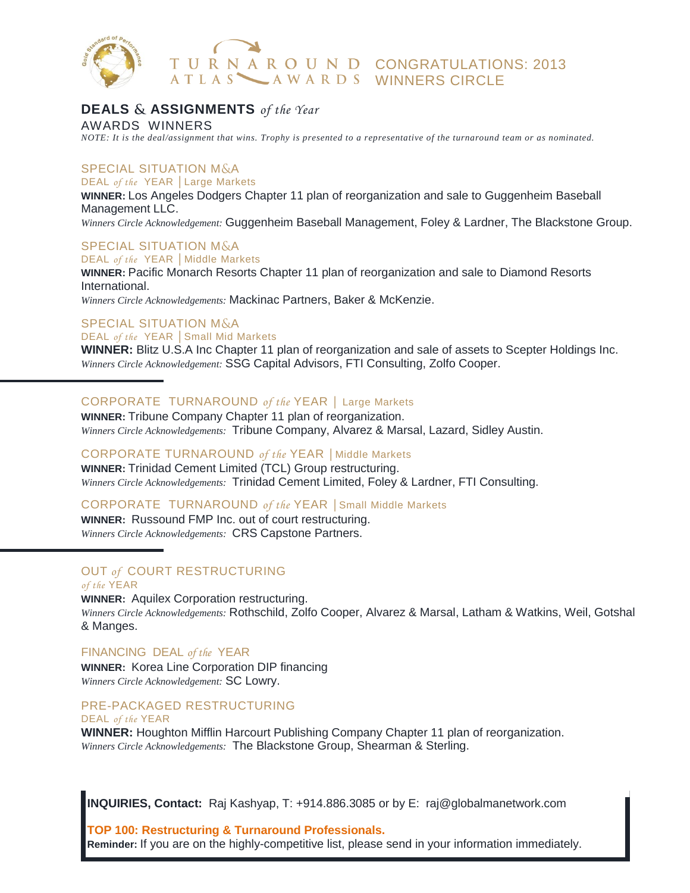# TURNAROUND ATLAS AWARDS — CONGRATULATIONS: 2013 WINNERS CIRCLE

## DEALS & ASSIGNMENTS *of the Year*

AWARDS WINNERS

*NOTE: It is the deal/assignment that wins. Trophy is presented to a representative of the turnaround team or as nominated.*

### SPECIAL SITUATION M&A
DEAL *of the* YEAR | Large Markets

**WINNER:** Los Angeles Dodgers Chapter 11 plan of reorganization and sale to Guggenheim Baseball Management LLC.

*Winners Circle Acknowledgement:* Guggenheim Baseball Management, Foley & Lardner, The Blackstone Group.

### SPECIAL SITUATION M&A
DEAL *of the* YEAR | Middle Markets

**WINNER:** Pacific Monarch Resorts Chapter 11 plan of reorganization and sale to Diamond Resorts International.

*Winners Circle Acknowledgements:* Mackinac Partners, Baker & McKenzie.

### SPECIAL SITUATION M&A
DEAL *of the* YEAR | Small Mid Markets

**WINNER:** Blitz U.S.A Inc Chapter 11 plan of reorganization and sale of assets to Scepter Holdings Inc.

*Winners Circle Acknowledgement:* SSG Capital Advisors, FTI Consulting, Zolfo Cooper.

---

### CORPORATE TURNAROUND *of the* YEAR | Large Markets

**WINNER:** Tribune Company Chapter 11 plan of reorganization.

*Winners Circle Acknowledgements:* Tribune Company, Alvarez & Marsal, Lazard, Sidley Austin.

### CORPORATE TURNAROUND *of the* YEAR | Middle Markets

**WINNER:** Trinidad Cement Limited (TCL) Group restructuring.

*Winners Circle Acknowledgements:* Trinidad Cement Limited, Foley & Lardner, FTI Consulting.

### CORPORATE TURNAROUND *of the* YEAR | Small Middle Markets

**WINNER:** Russound FMP Inc. out of court restructuring.

*Winners Circle Acknowledgements:* CRS Capstone Partners.

---

### OUT *of* COURT RESTRUCTURING
*of the* YEAR

**WINNER:** Aquilex Corporation restructuring.

*Winners Circle Acknowledgements:* Rothschild, Zolfo Cooper, Alvarez & Marsal, Latham & Watkins, Weil, Gotshal & Manges.

### FINANCING DEAL *of the* YEAR

**WINNER:** Korea Line Corporation DIP financing

*Winners Circle Acknowledgement:* SC Lowry.

### PRE-PACKAGED RESTRUCTURING
DEAL *of the* YEAR

**WINNER:** Houghton Mifflin Harcourt Publishing Company Chapter 11 plan of reorganization.

*Winners Circle Acknowledgements:* The Blackstone Group, Shearman & Sterling.

---

**INQUIRIES, Contact:** Raj Kashyap, T: +914.886.3085 or by E: raj@globalmanetwork.com

**TOP 100: Restructuring & Turnaround Professionals.**

**Reminder:** If you are on the highly-competitive list, please send in your information immediately.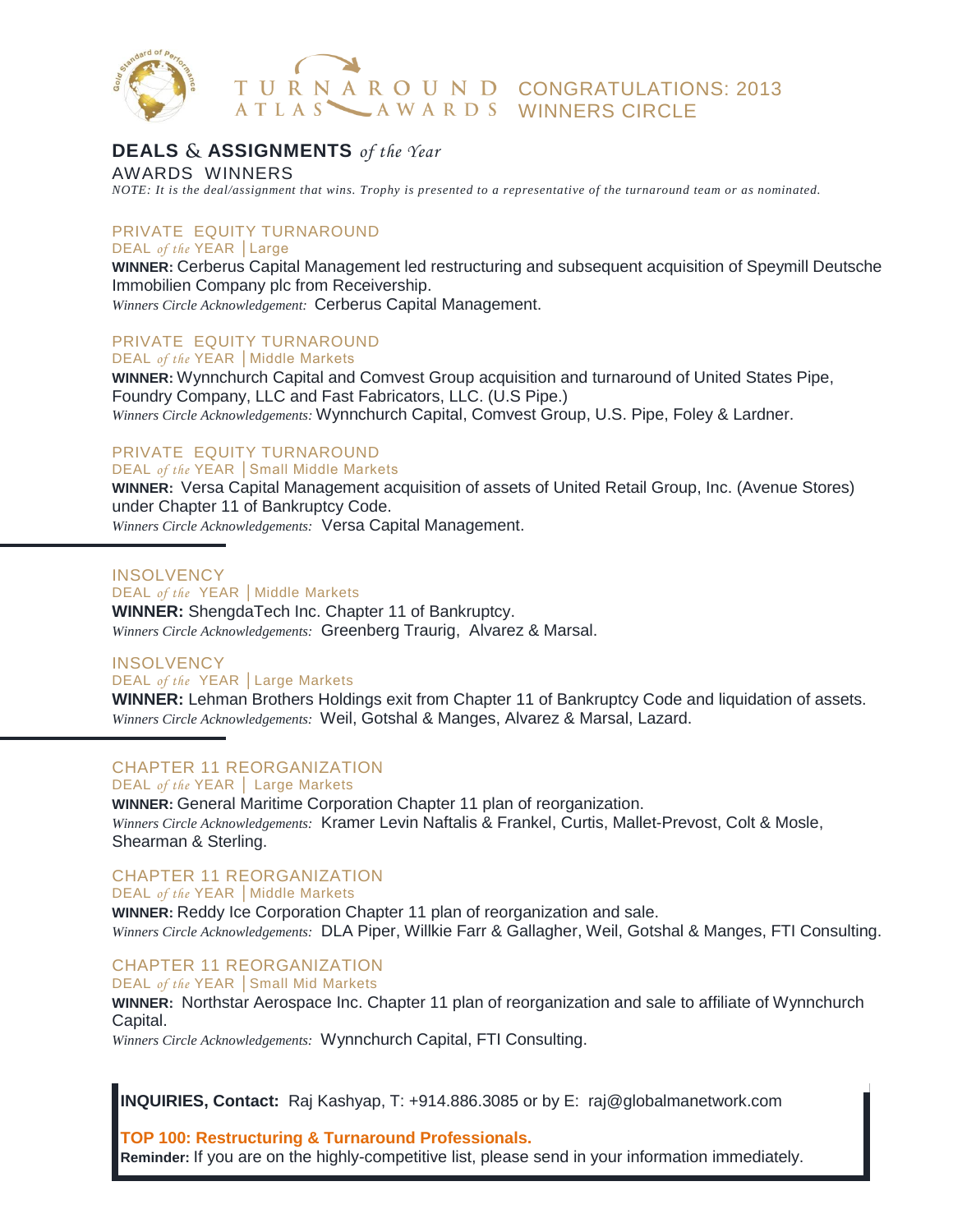TURNAROUND ATLAS AWARDS — CONGRATULATIONS: 2013 WINNERS CIRCLE

## DEALS & ASSIGNMENTS *of the Year*

AWARDS WINNERS

*NOTE: It is the deal/assignment that wins. Trophy is presented to a representative of the turnaround team or as nominated.*

### PRIVATE EQUITY TURNAROUND

DEAL *of the* YEAR | Large

**WINNER:** Cerberus Capital Management led restructuring and subsequent acquisition of Speymill Deutsche Immobilien Company plc from Receivership.

*Winners Circle Acknowledgement:* Cerberus Capital Management.

### PRIVATE EQUITY TURNAROUND

DEAL *of the* YEAR | Middle Markets

**WINNER:** Wynnchurch Capital and Comvest Group acquisition and turnaround of United States Pipe, Foundry Company, LLC and Fast Fabricators, LLC. (U.S Pipe.)

*Winners Circle Acknowledgements:* Wynnchurch Capital, Comvest Group, U.S. Pipe, Foley & Lardner.

### PRIVATE EQUITY TURNAROUND

DEAL *of the* YEAR | Small Middle Markets

**WINNER:** Versa Capital Management acquisition of assets of United Retail Group, Inc. (Avenue Stores) under Chapter 11 of Bankruptcy Code.

*Winners Circle Acknowledgements:* Versa Capital Management.

---

### INSOLVENCY

DEAL *of the* YEAR | Middle Markets

**WINNER:** ShengdaTech Inc. Chapter 11 of Bankruptcy.

*Winners Circle Acknowledgements:* Greenberg Traurig, Alvarez & Marsal.

### INSOLVENCY

DEAL *of the* YEAR | Large Markets

**WINNER:** Lehman Brothers Holdings exit from Chapter 11 of Bankruptcy Code and liquidation of assets.

*Winners Circle Acknowledgements:* Weil, Gotshal & Manges, Alvarez & Marsal, Lazard.

---

### CHAPTER 11 REORGANIZATION

DEAL *of the* YEAR | Large Markets

**WINNER:** General Maritime Corporation Chapter 11 plan of reorganization.

*Winners Circle Acknowledgements:* Kramer Levin Naftalis & Frankel, Curtis, Mallet-Prevost, Colt & Mosle, Shearman & Sterling.

### CHAPTER 11 REORGANIZATION

DEAL *of the* YEAR | Middle Markets

**WINNER:** Reddy Ice Corporation Chapter 11 plan of reorganization and sale.

*Winners Circle Acknowledgements:* DLA Piper, Willkie Farr & Gallagher, Weil, Gotshal & Manges, FTI Consulting.

### CHAPTER 11 REORGANIZATION

DEAL *of the* YEAR | Small Mid Markets

**WINNER:** Northstar Aerospace Inc. Chapter 11 plan of reorganization and sale to affiliate of Wynnchurch Capital.

*Winners Circle Acknowledgements:* Wynnchurch Capital, FTI Consulting.

---

**INQUIRIES, Contact:** Raj Kashyap, T: +914.886.3085 or by E: raj@globalmanetwork.com

**TOP 100: Restructuring & Turnaround Professionals.**

**Reminder:** If you are on the highly-competitive list, please send in your information immediately.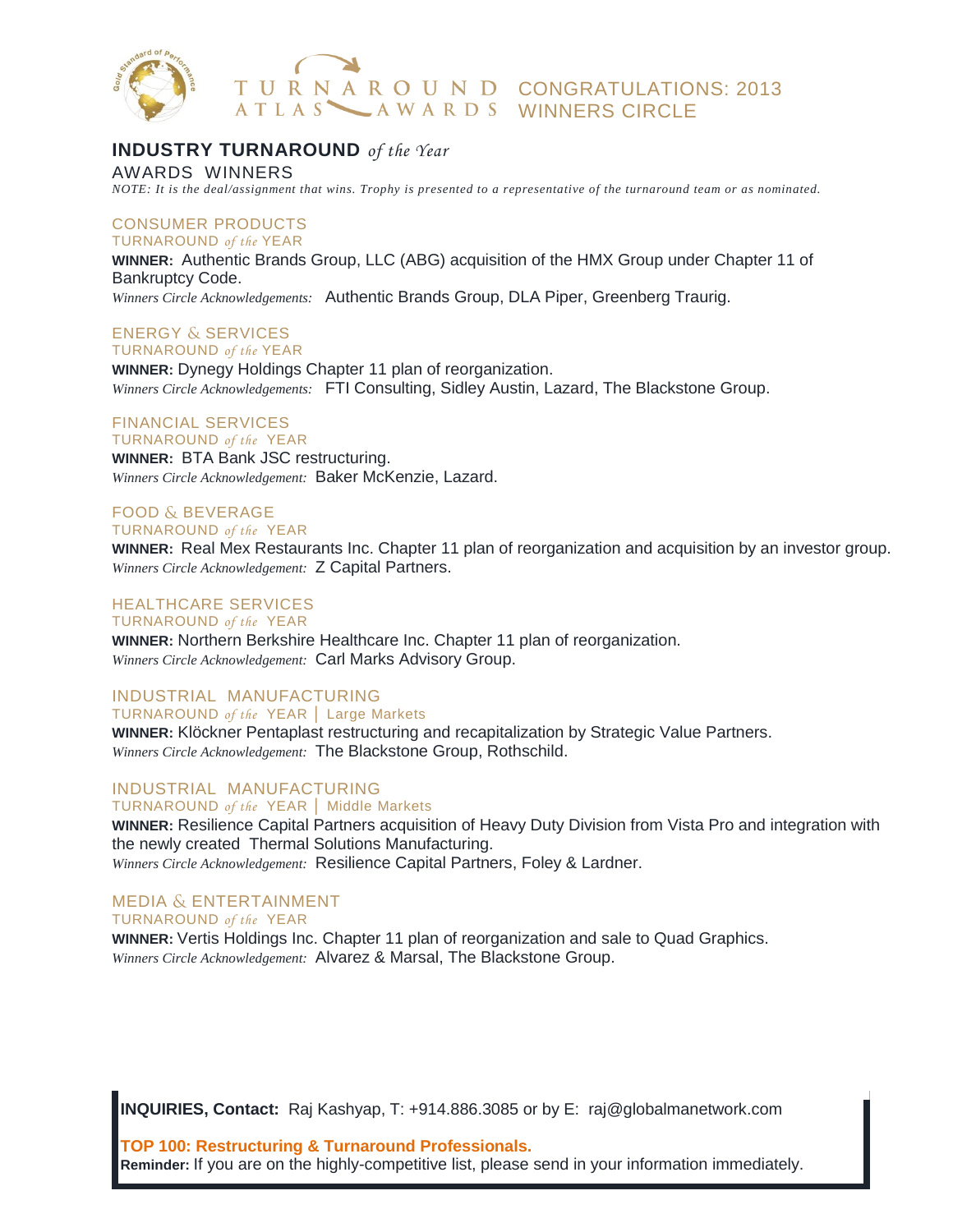# TURNAROUND ATLAS AWARDS — CONGRATULATIONS: 2013 WINNERS CIRCLE

## INDUSTRY TURNAROUND *of the Year*

AWARDS WINNERS

*NOTE: It is the deal/assignment that wins. Trophy is presented to a representative of the turnaround team or as nominated.*

### CONSUMER PRODUCTS TURNAROUND *of the* YEAR

**WINNER:** Authentic Brands Group, LLC (ABG) acquisition of the HMX Group under Chapter 11 of Bankruptcy Code.

*Winners Circle Acknowledgements:* Authentic Brands Group, DLA Piper, Greenberg Traurig.

### ENERGY & SERVICES TURNAROUND *of the* YEAR

**WINNER:** Dynegy Holdings Chapter 11 plan of reorganization.

*Winners Circle Acknowledgements:* FTI Consulting, Sidley Austin, Lazard, The Blackstone Group.

### FINANCIAL SERVICES TURNAROUND *of the* YEAR

**WINNER:** BTA Bank JSC restructuring.

*Winners Circle Acknowledgement:* Baker McKenzie, Lazard.

### FOOD & BEVERAGE TURNAROUND *of the* YEAR

**WINNER:** Real Mex Restaurants Inc. Chapter 11 plan of reorganization and acquisition by an investor group.

*Winners Circle Acknowledgement:* Z Capital Partners.

### HEALTHCARE SERVICES TURNAROUND *of the* YEAR

**WINNER:** Northern Berkshire Healthcare Inc. Chapter 11 plan of reorganization.

*Winners Circle Acknowledgement:* Carl Marks Advisory Group.

### INDUSTRIAL MANUFACTURING TURNAROUND *of the* YEAR | Large Markets

**WINNER:** Klöckner Pentaplast restructuring and recapitalization by Strategic Value Partners.

*Winners Circle Acknowledgement:* The Blackstone Group, Rothschild.

### INDUSTRIAL MANUFACTURING TURNAROUND *of the* YEAR | Middle Markets

**WINNER:** Resilience Capital Partners acquisition of Heavy Duty Division from Vista Pro and integration with the newly created Thermal Solutions Manufacturing.

*Winners Circle Acknowledgement:* Resilience Capital Partners, Foley & Lardner.

### MEDIA & ENTERTAINMENT TURNAROUND *of the* YEAR

**WINNER:** Vertis Holdings Inc. Chapter 11 plan of reorganization and sale to Quad Graphics.

*Winners Circle Acknowledgement:* Alvarez & Marsal, The Blackstone Group.

---

**INQUIRIES, Contact:** Raj Kashyap, T: +914.886.3085 or by E: raj@globalmanetwork.com

**TOP 100: Restructuring & Turnaround Professionals.**

**Reminder:** If you are on the highly-competitive list, please send in your information immediately.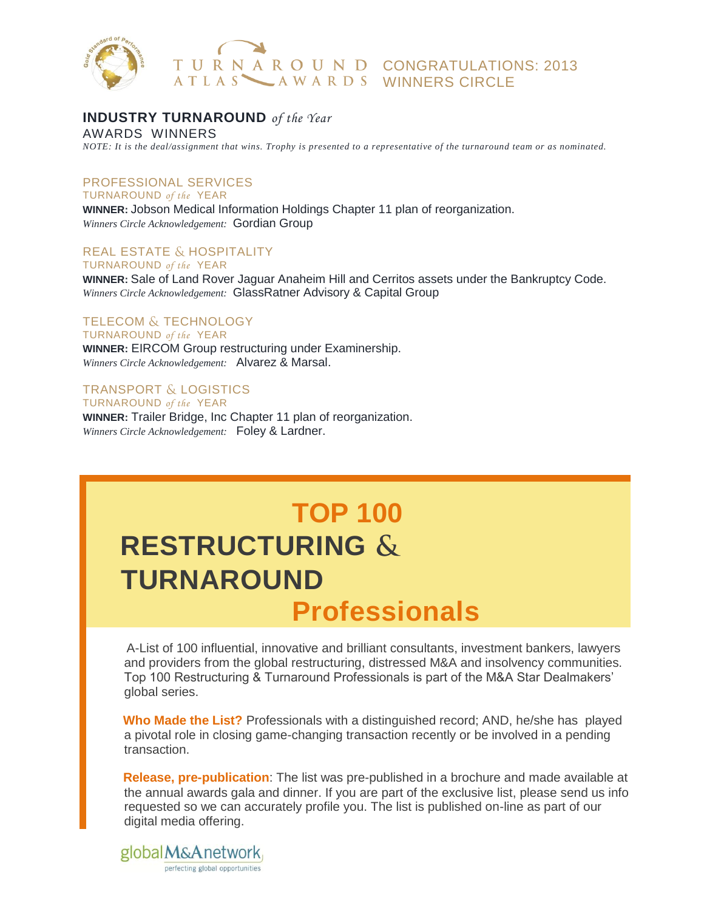TURNAROUND ATLAS AWARDS — CONGRATULATIONS: 2013 WINNERS CIRCLE

## INDUSTRY TURNAROUND *of the Year*

AWARDS WINNERS

*NOTE: It is the deal/assignment that wins. Trophy is presented to a representative of the turnaround team or as nominated.*

### PROFESSIONAL SERVICES TURNAROUND *of the* YEAR

**WINNER:** Jobson Medical Information Holdings Chapter 11 plan of reorganization.

*Winners Circle Acknowledgement:* Gordian Group

### REAL ESTATE & HOSPITALITY TURNAROUND *of the* YEAR

**WINNER:** Sale of Land Rover Jaguar Anaheim Hill and Cerritos assets under the Bankruptcy Code.

*Winners Circle Acknowledgement:* GlassRatner Advisory & Capital Group

### TELECOM & TECHNOLOGY TURNAROUND *of the* YEAR

**WINNER:** EIRCOM Group restructuring under Examinership.

*Winners Circle Acknowledgement:* Alvarez & Marsal.

### TRANSPORT & LOGISTICS TURNAROUND *of the* YEAR

**WINNER:** Trailer Bridge, Inc Chapter 11 plan of reorganization.

*Winners Circle Acknowledgement:* Foley & Lardner.

## TOP 100 RESTRUCTURING & TURNAROUND Professionals

A-List of 100 influential, innovative and brilliant consultants, investment bankers, lawyers and providers from the global restructuring, distressed M&A and insolvency communities. Top 100 Restructuring & Turnaround Professionals is part of the M&A Star Dealmakers' global series.

**Who Made the List?** Professionals with a distinguished record; AND, he/she has played a pivotal role in closing game-changing transaction recently or be involved in a pending transaction.

**Release, pre-publication**: The list was pre-published in a brochure and made available at the annual awards gala and dinner. If you are part of the exclusive list, please send us info requested so we can accurately profile you. The list is published on-line as part of our digital media offering.

globalM&Anetwork
perfecting global opportunities